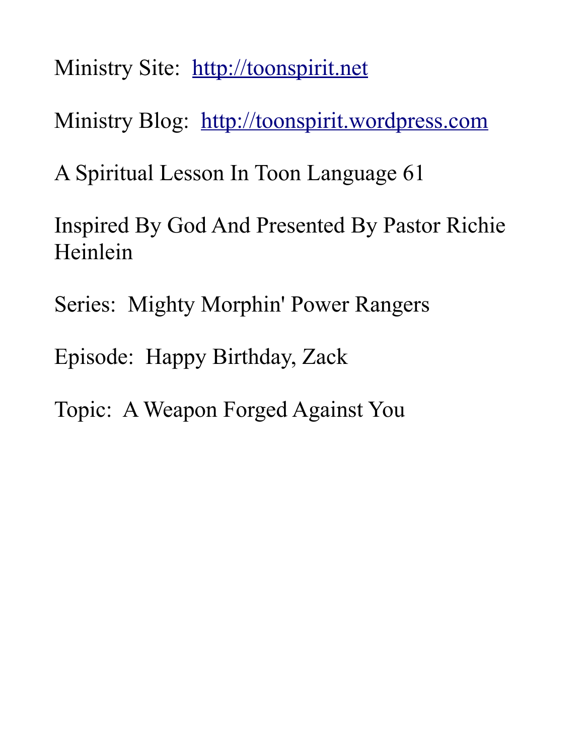Ministry Site: [http://toonspirit.net](http://toonspirit.net)

Ministry Blog: [http://toonspirit.wordpress.com](http://toonspirit.wordpress.com)

A Spiritual Lesson In Toon Language 61

Inspired By God And Presented By Pastor Richie Heinlein

Series: Mighty Morphin' Power Rangers

Episode: Happy Birthday, Zack

Topic: A Weapon Forged Against You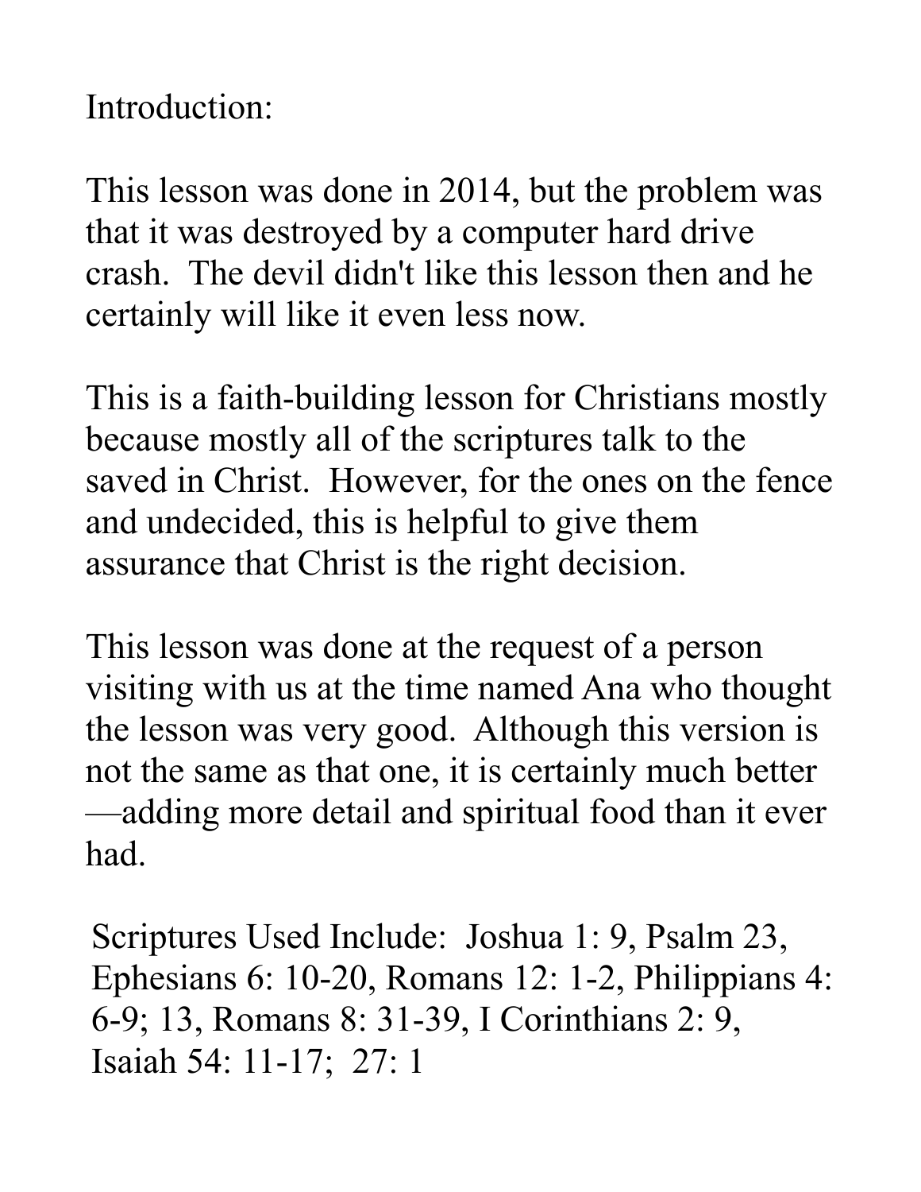Introduction:

This lesson was done in 2014, but the problem was that it was destroyed by a computer hard drive crash. The devil didn't like this lesson then and he certainly will like it even less now.

This is a faith-building lesson for Christians mostly because mostly all of the scriptures talk to the saved in Christ. However, for the ones on the fence and undecided, this is helpful to give them assurance that Christ is the right decision.

This lesson was done at the request of a person visiting with us at the time named Ana who thought the lesson was very good. Although this version is not the same as that one, it is certainly much better —adding more detail and spiritual food than it ever had.

Scriptures Used Include: Joshua 1: 9, Psalm 23, Ephesians 6: 10-20, Romans 12: 1-2, Philippians 4: 6-9; 13, Romans 8: 31-39, I Corinthians 2: 9, Isaiah 54: 11-17; 27: 1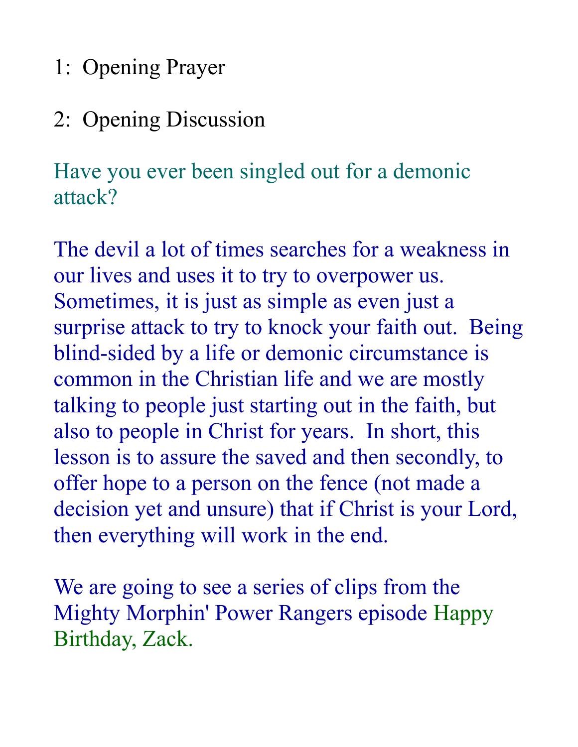1: Opening Prayer

2: Opening Discussion

Have you ever been singled out for a demonic attack?

The devil a lot of times searches for a weakness in our lives and uses it to try to overpower us. Sometimes, it is just as simple as even just a surprise attack to try to knock your faith out. Being blind-sided by a life or demonic circumstance is common in the Christian life and we are mostly talking to people just starting out in the faith, but also to people in Christ for years. In short, this lesson is to assure the saved and then secondly, to offer hope to a person on the fence (not made a decision yet and unsure) that if Christ is your Lord, then everything will work in the end.

We are going to see a series of clips from the Mighty Morphin' Power Rangers episode Happy Birthday, Zack.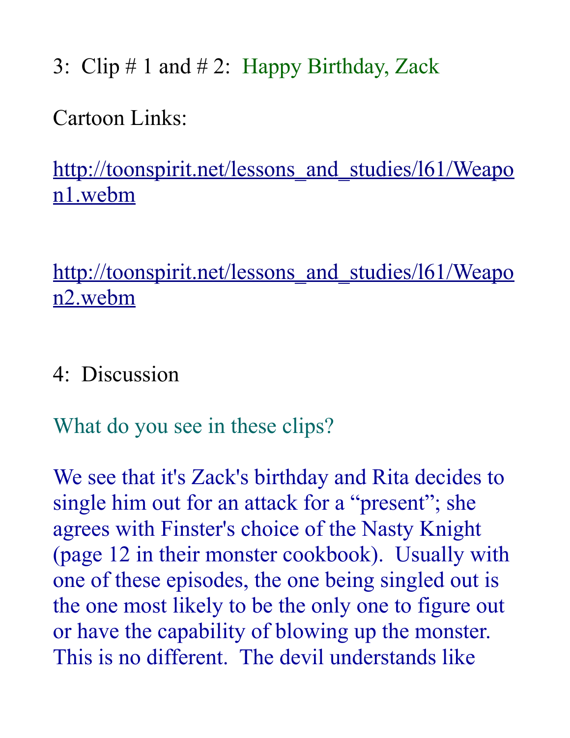3: Clip # 1 and # 2: Happy Birthday, Zack

Cartoon Links:

[http://toonspirit.net/lessons_and_studies/l61/Weapon1.webm](http://toonspirit.net/lessons_and_studies/l61/Weapon1.webm)

[http://toonspirit.net/lessons_and_studies/l61/Weapon2.webm](http://toonspirit.net/lessons_and_studies/l61/Weapon2.webm)

4: Discussion

What do you see in these clips?

We see that it's Zack's birthday and Rita decides to single him out for an attack for a "present"; she agrees with Finster's choice of the Nasty Knight (page 12 in their monster cookbook). Usually with one of these episodes, the one being singled out is the one most likely to be the only one to figure out or have the capability of blowing up the monster. This is no different. The devil understands like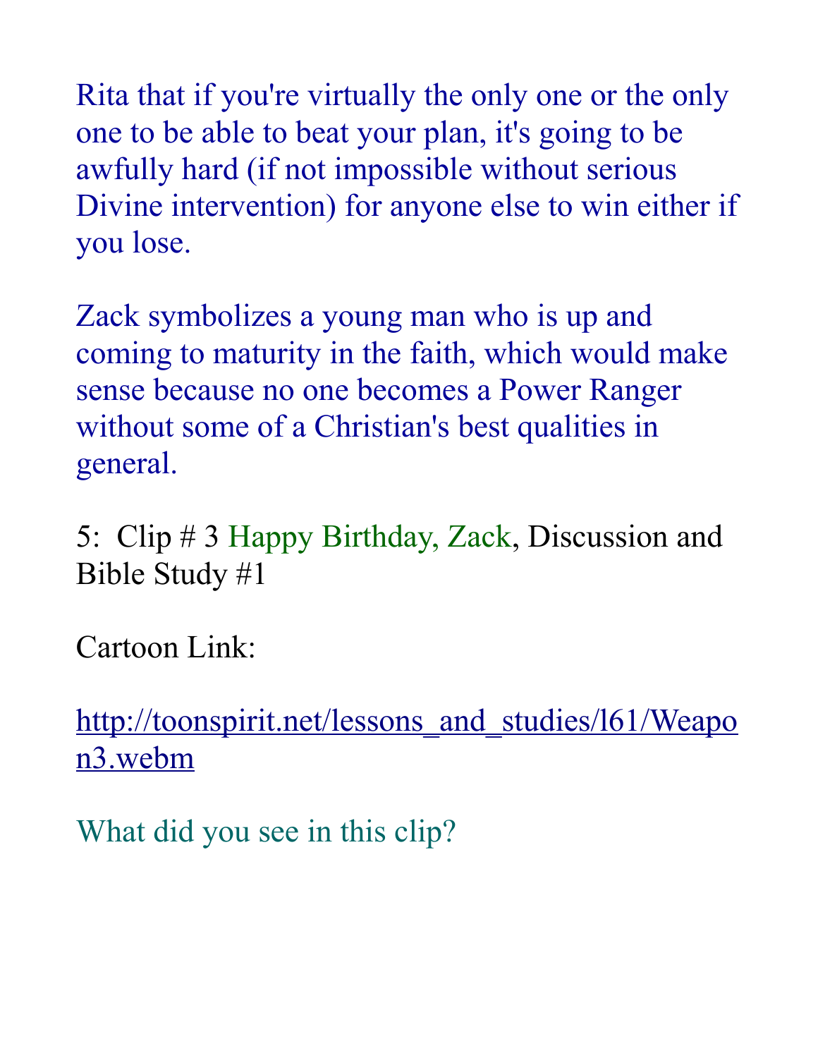Rita that if you're virtually the only one or the only one to be able to beat your plan, it's going to be awfully hard (if not impossible without serious Divine intervention) for anyone else to win either if you lose.

Zack symbolizes a young man who is up and coming to maturity in the faith, which would make sense because no one becomes a Power Ranger without some of a Christian's best qualities in general.

5: Clip # 3 Happy Birthday, Zack, Discussion and Bible Study #1

Cartoon Link:

http://toonspirit.net/lessons_and_studies/l61/Weapon3.webm

What did you see in this clip?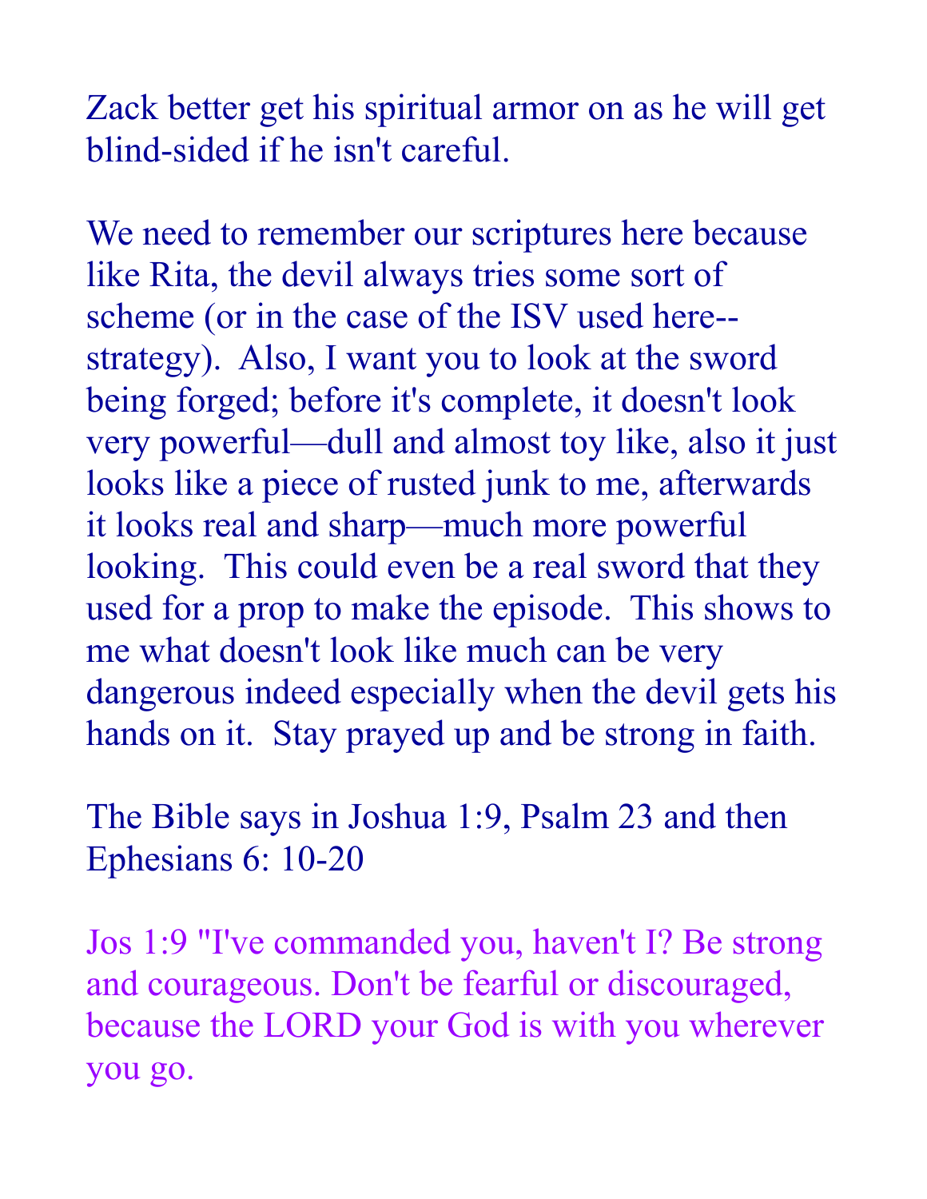Zack better get his spiritual armor on as he will get blind-sided if he isn't careful.

We need to remember our scriptures here because like Rita, the devil always tries some sort of scheme (or in the case of the ISV used here--strategy). Also, I want you to look at the sword being forged; before it's complete, it doesn't look very powerful—dull and almost toy like, also it just looks like a piece of rusted junk to me, afterwards it looks real and sharp—much more powerful looking. This could even be a real sword that they used for a prop to make the episode. This shows to me what doesn't look like much can be very dangerous indeed especially when the devil gets his hands on it. Stay prayed up and be strong in faith.

The Bible says in Joshua 1:9, Psalm 23 and then Ephesians 6: 10-20

Jos 1:9 "I've commanded you, haven't I? Be strong and courageous. Don't be fearful or discouraged, because the LORD your God is with you wherever you go.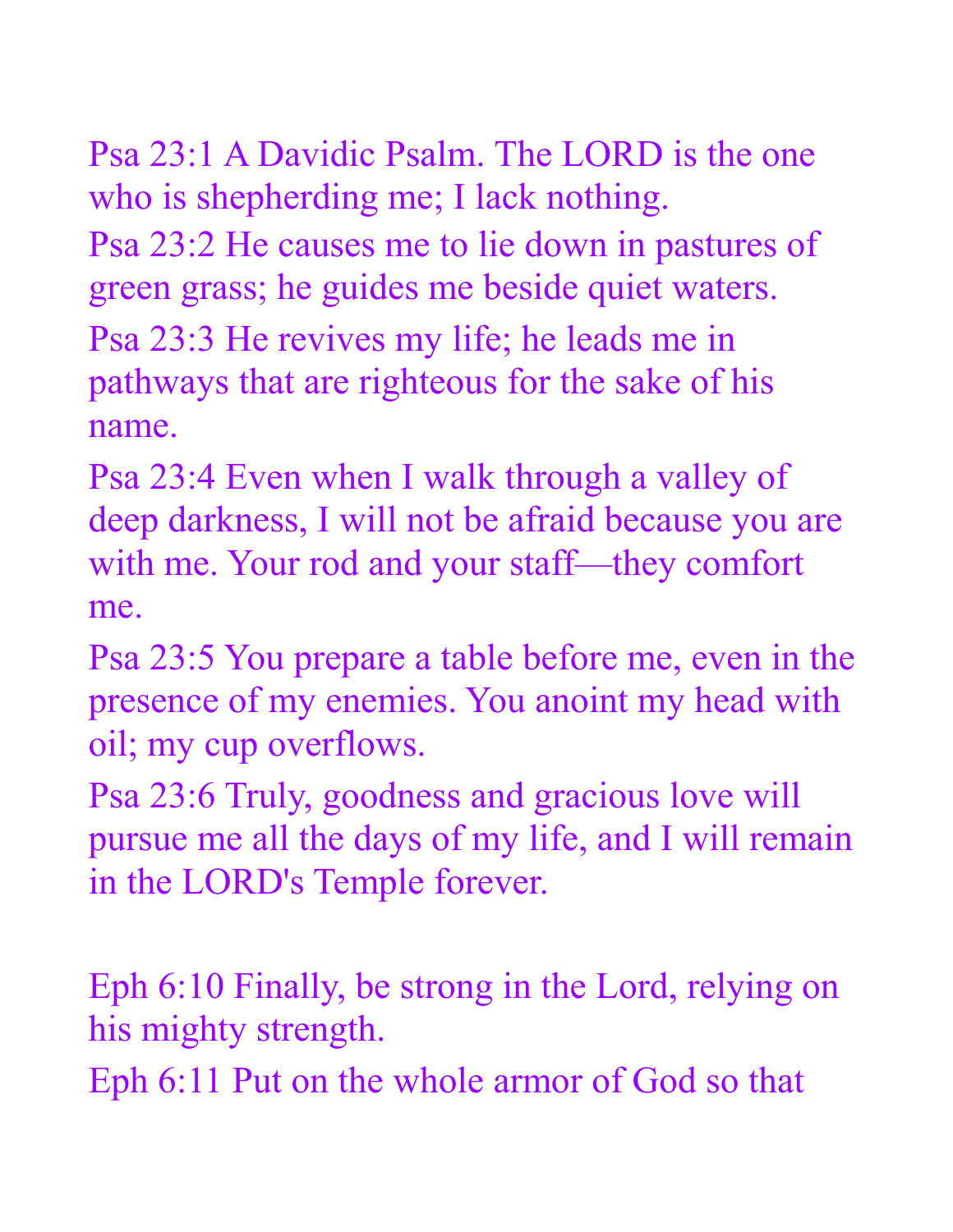Psa 23:1 A Davidic Psalm. The LORD is the one who is shepherding me; I lack nothing.

Psa 23:2 He causes me to lie down in pastures of green grass; he guides me beside quiet waters.

Psa 23:3 He revives my life; he leads me in pathways that are righteous for the sake of his name.

Psa 23:4 Even when I walk through a valley of deep darkness, I will not be afraid because you are with me. Your rod and your staff—they comfort me.

Psa 23:5 You prepare a table before me, even in the presence of my enemies. You anoint my head with oil; my cup overflows.

Psa 23:6 Truly, goodness and gracious love will pursue me all the days of my life, and I will remain in the LORD's Temple forever.

Eph 6:10 Finally, be strong in the Lord, relying on his mighty strength.

Eph 6:11 Put on the whole armor of God so that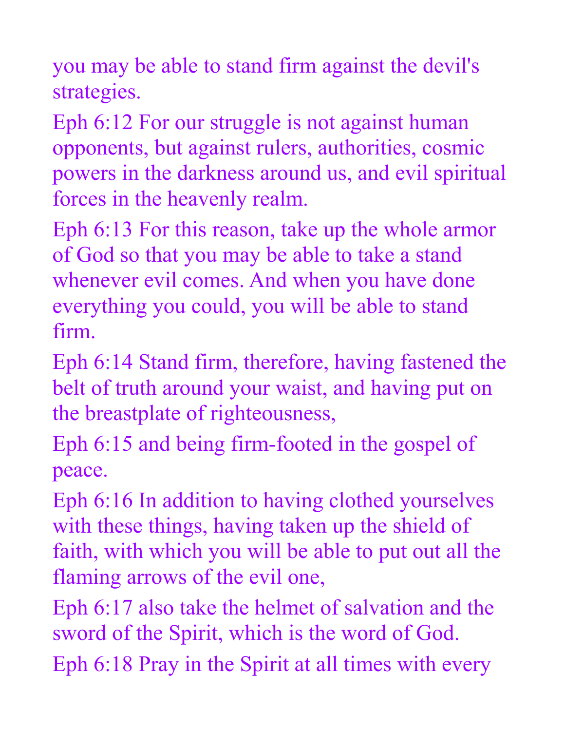you may be able to stand firm against the devil's strategies.

Eph 6:12 For our struggle is not against human opponents, but against rulers, authorities, cosmic powers in the darkness around us, and evil spiritual forces in the heavenly realm.

Eph 6:13 For this reason, take up the whole armor of God so that you may be able to take a stand whenever evil comes. And when you have done everything you could, you will be able to stand firm.

Eph 6:14 Stand firm, therefore, having fastened the belt of truth around your waist, and having put on the breastplate of righteousness,

Eph 6:15 and being firm-footed in the gospel of peace.

Eph 6:16 In addition to having clothed yourselves with these things, having taken up the shield of faith, with which you will be able to put out all the flaming arrows of the evil one,

Eph 6:17 also take the helmet of salvation and the sword of the Spirit, which is the word of God.

Eph 6:18 Pray in the Spirit at all times with every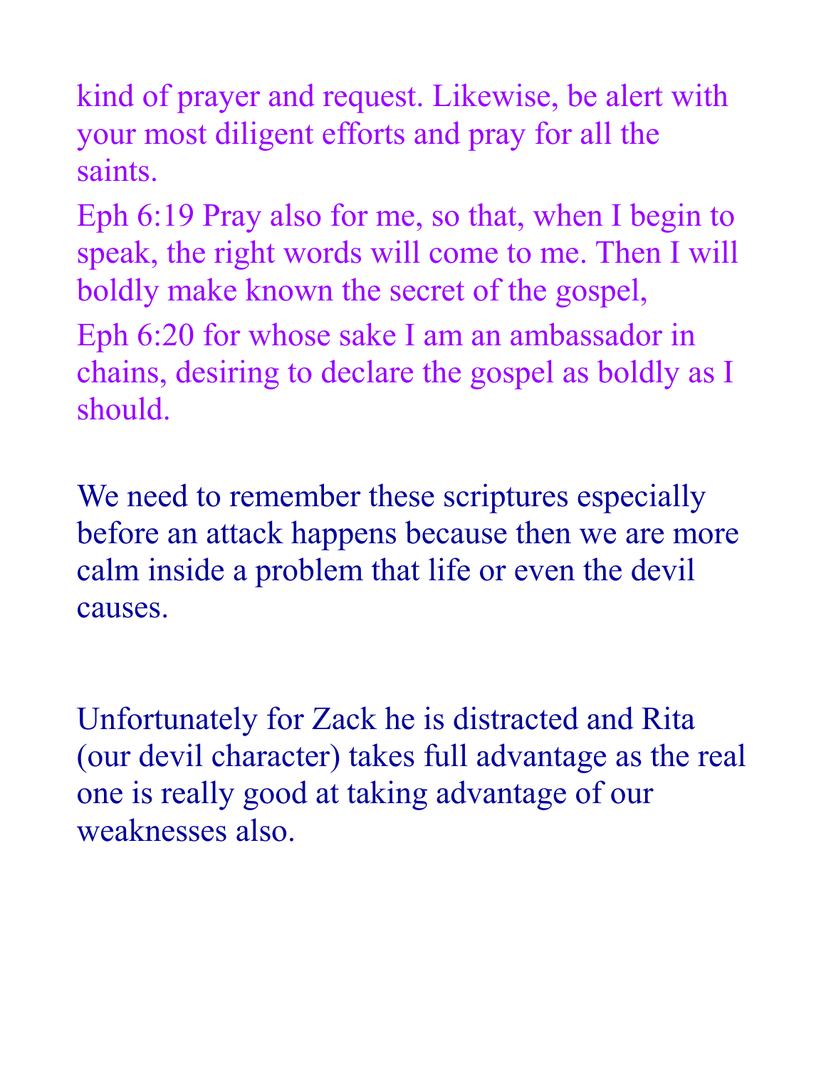kind of prayer and request. Likewise, be alert with your most diligent efforts and pray for all the saints.

Eph 6:19 Pray also for me, so that, when I begin to speak, the right words will come to me. Then I will boldly make known the secret of the gospel,

Eph 6:20 for whose sake I am an ambassador in chains, desiring to declare the gospel as boldly as I should.

We need to remember these scriptures especially before an attack happens because then we are more calm inside a problem that life or even the devil causes.

Unfortunately for Zack he is distracted and Rita (our devil character) takes full advantage as the real one is really good at taking advantage of our weaknesses also.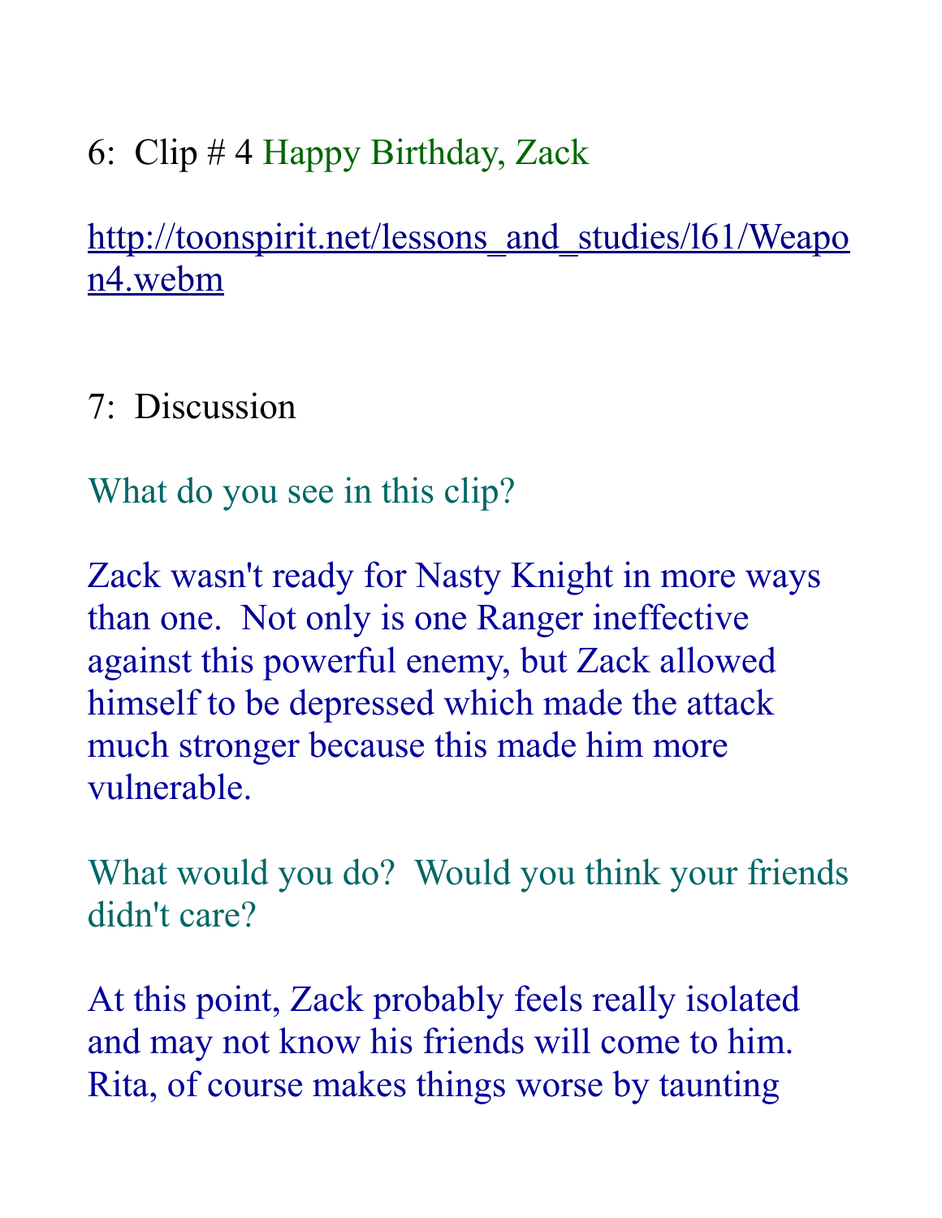6: Clip # 4 Happy Birthday, Zack

http://toonspirit.net/lessons_and_studies/l61/Weapon4.webm

7: Discussion

What do you see in this clip?

Zack wasn't ready for Nasty Knight in more ways than one. Not only is one Ranger ineffective against this powerful enemy, but Zack allowed himself to be depressed which made the attack much stronger because this made him more vulnerable.

What would you do? Would you think your friends didn't care?

At this point, Zack probably feels really isolated and may not know his friends will come to him. Rita, of course makes things worse by taunting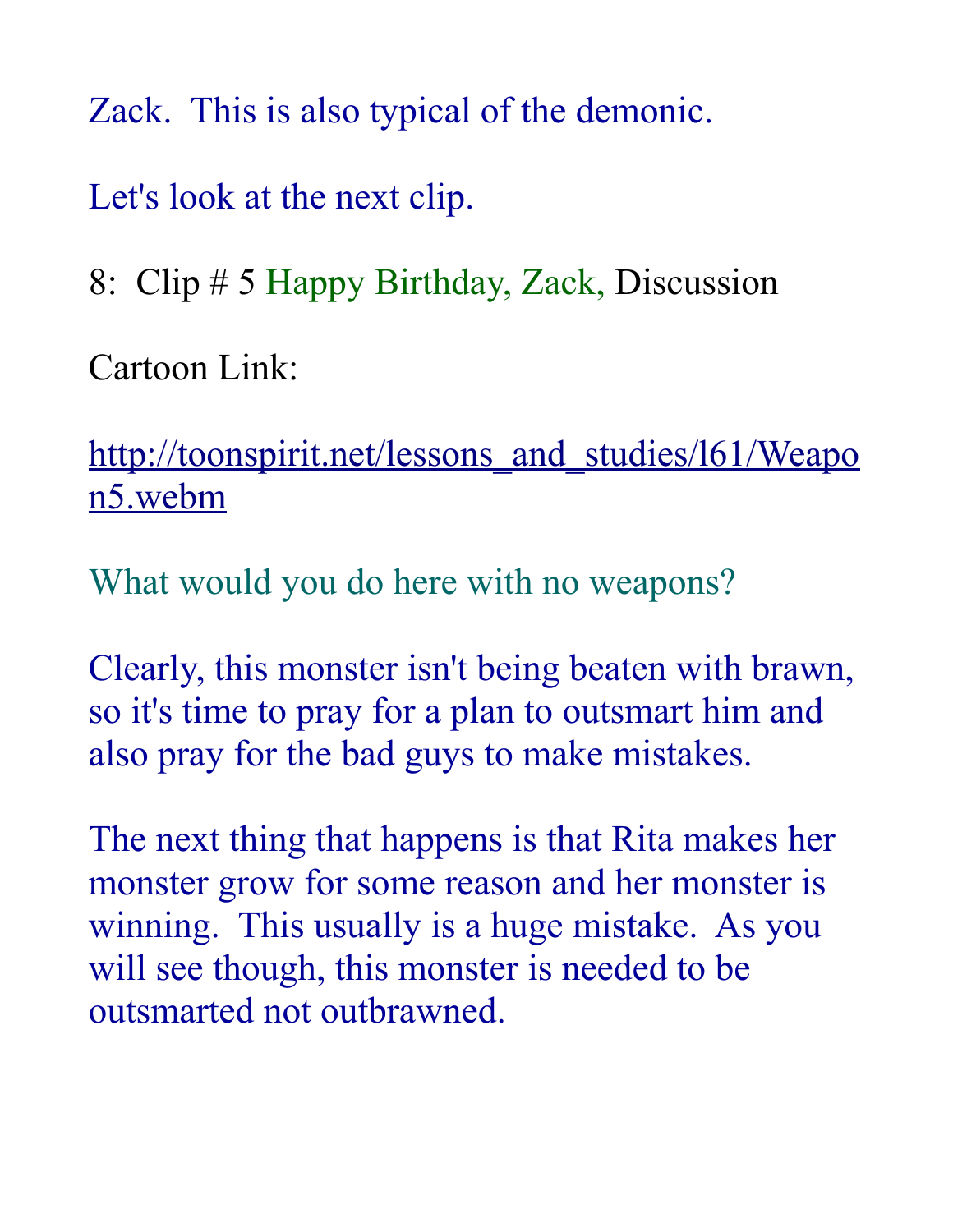Zack. This is also typical of the demonic.

Let's look at the next clip.

8: Clip # 5 Happy Birthday, Zack, Discussion

Cartoon Link:

http://toonspirit.net/lessons_and_studies/l61/Weapon5.webm

What would you do here with no weapons?

Clearly, this monster isn't being beaten with brawn, so it's time to pray for a plan to outsmart him and also pray for the bad guys to make mistakes.

The next thing that happens is that Rita makes her monster grow for some reason and her monster is winning. This usually is a huge mistake. As you will see though, this monster is needed to be outsmarted not outbrawned.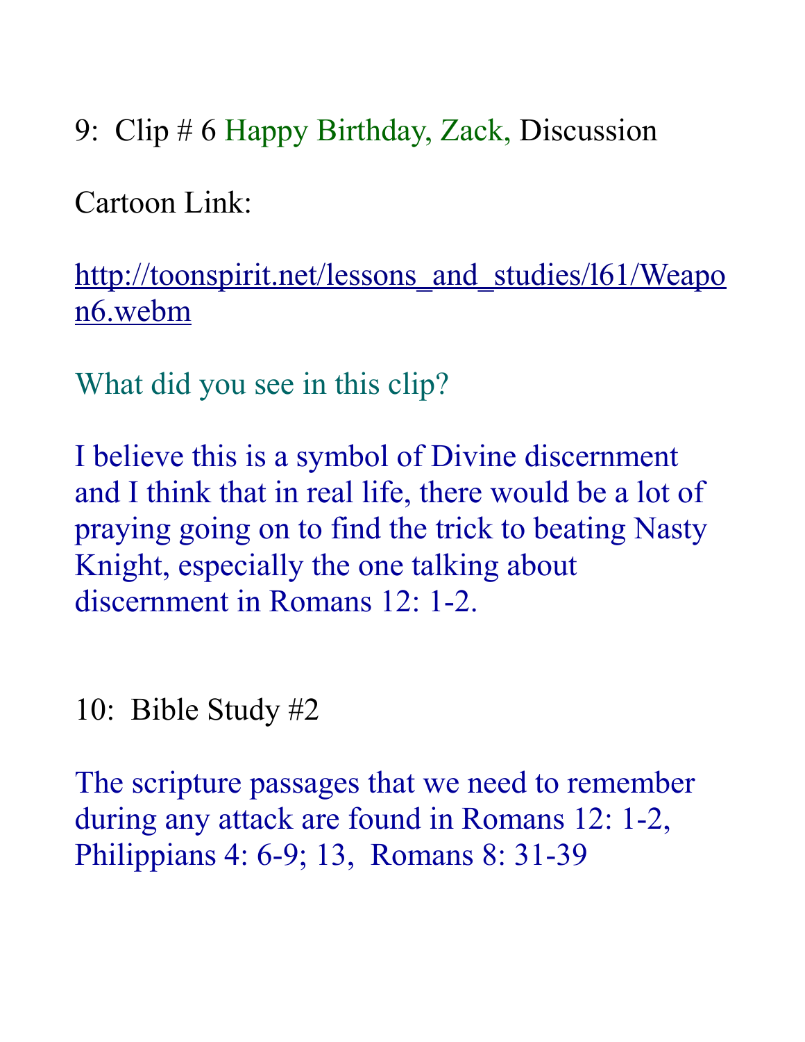9: Clip # 6 Happy Birthday, Zack, Discussion

Cartoon Link:

http://toonspirit.net/lessons_and_studies/l61/Weapon6.webm

What did you see in this clip?

I believe this is a symbol of Divine discernment and I think that in real life, there would be a lot of praying going on to find the trick to beating Nasty Knight, especially the one talking about discernment in Romans 12: 1-2.

10: Bible Study #2

The scripture passages that we need to remember during any attack are found in Romans 12: 1-2, Philippians 4: 6-9; 13, Romans 8: 31-39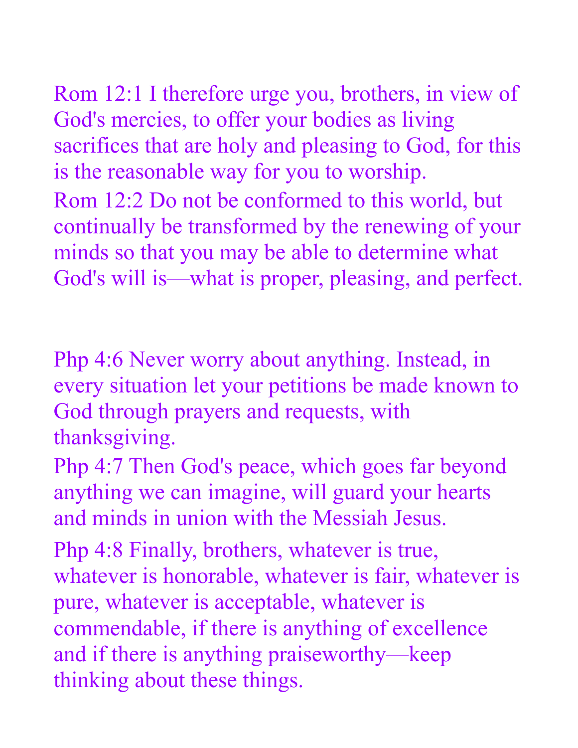Rom 12:1 I therefore urge you, brothers, in view of God's mercies, to offer your bodies as living sacrifices that are holy and pleasing to God, for this is the reasonable way for you to worship.

Rom 12:2 Do not be conformed to this world, but continually be transformed by the renewing of your minds so that you may be able to determine what God's will is—what is proper, pleasing, and perfect.

Php 4:6 Never worry about anything. Instead, in every situation let your petitions be made known to God through prayers and requests, with thanksgiving.

Php 4:7 Then God's peace, which goes far beyond anything we can imagine, will guard your hearts and minds in union with the Messiah Jesus.

Php 4:8 Finally, brothers, whatever is true, whatever is honorable, whatever is fair, whatever is pure, whatever is acceptable, whatever is commendable, if there is anything of excellence and if there is anything praiseworthy—keep thinking about these things.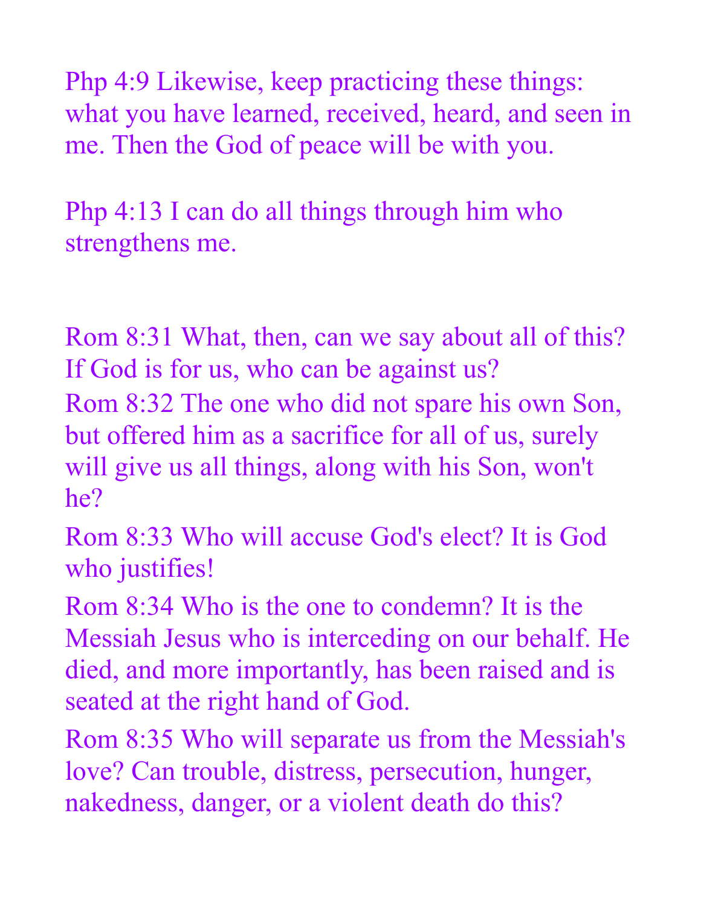Php 4:9 Likewise, keep practicing these things: what you have learned, received, heard, and seen in me. Then the God of peace will be with you.

Php 4:13 I can do all things through him who strengthens me.

Rom 8:31 What, then, can we say about all of this? If God is for us, who can be against us?

Rom 8:32 The one who did not spare his own Son, but offered him as a sacrifice for all of us, surely will give us all things, along with his Son, won't he?

Rom 8:33 Who will accuse God's elect? It is God who justifies!

Rom 8:34 Who is the one to condemn? It is the Messiah Jesus who is interceding on our behalf. He died, and more importantly, has been raised and is seated at the right hand of God.

Rom 8:35 Who will separate us from the Messiah's love? Can trouble, distress, persecution, hunger, nakedness, danger, or a violent death do this?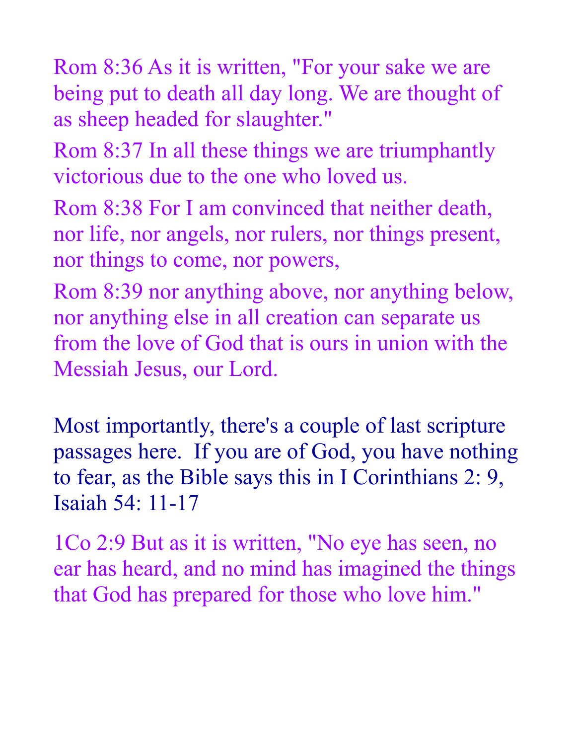Rom 8:36 As it is written, "For your sake we are being put to death all day long. We are thought of as sheep headed for slaughter."

Rom 8:37 In all these things we are triumphantly victorious due to the one who loved us.

Rom 8:38 For I am convinced that neither death, nor life, nor angels, nor rulers, nor things present, nor things to come, nor powers,

Rom 8:39 nor anything above, nor anything below, nor anything else in all creation can separate us from the love of God that is ours in union with the Messiah Jesus, our Lord.

Most importantly, there's a couple of last scripture passages here.  If you are of God, you have nothing to fear, as the Bible says this in I Corinthians 2: 9, Isaiah 54: 11-17

1Co 2:9 But as it is written, "No eye has seen, no ear has heard, and no mind has imagined the things that God has prepared for those who love him."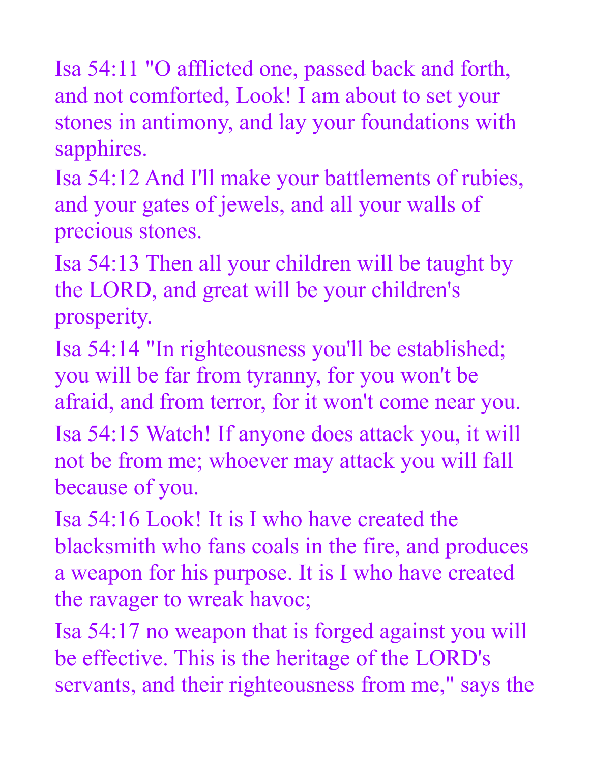Isa 54:11 "O afflicted one, passed back and forth, and not comforted, Look! I am about to set your stones in antimony, and lay your foundations with sapphires.

Isa 54:12 And I'll make your battlements of rubies, and your gates of jewels, and all your walls of precious stones.

Isa 54:13 Then all your children will be taught by the LORD, and great will be your children's prosperity.

Isa 54:14 "In righteousness you'll be established; you will be far from tyranny, for you won't be afraid, and from terror, for it won't come near you.

Isa 54:15 Watch! If anyone does attack you, it will not be from me; whoever may attack you will fall because of you.

Isa 54:16 Look! It is I who have created the blacksmith who fans coals in the fire, and produces a weapon for his purpose. It is I who have created the ravager to wreak havoc;

Isa 54:17 no weapon that is forged against you will be effective. This is the heritage of the LORD's servants, and their righteousness from me," says the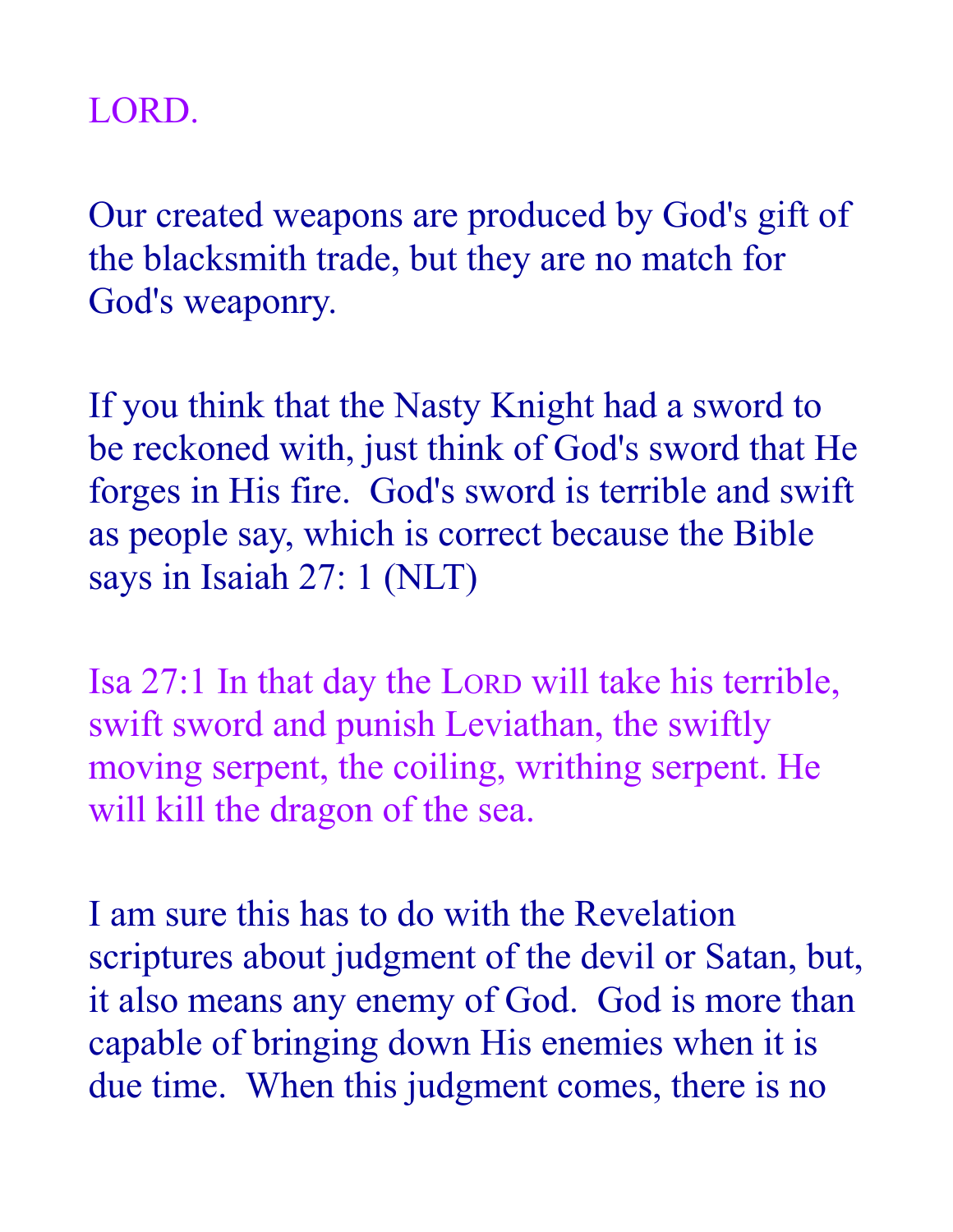LORD.

Our created weapons are produced by God's gift of the blacksmith trade, but they are no match for God's weaponry.

If you think that the Nasty Knight had a sword to be reckoned with, just think of God's sword that He forges in His fire. God's sword is terrible and swift as people say, which is correct because the Bible says in Isaiah 27: 1 (NLT)

Isa 27:1 In that day the LORD will take his terrible, swift sword and punish Leviathan, the swiftly moving serpent, the coiling, writhing serpent. He will kill the dragon of the sea.

I am sure this has to do with the Revelation scriptures about judgment of the devil or Satan, but, it also means any enemy of God. God is more than capable of bringing down His enemies when it is due time. When this judgment comes, there is no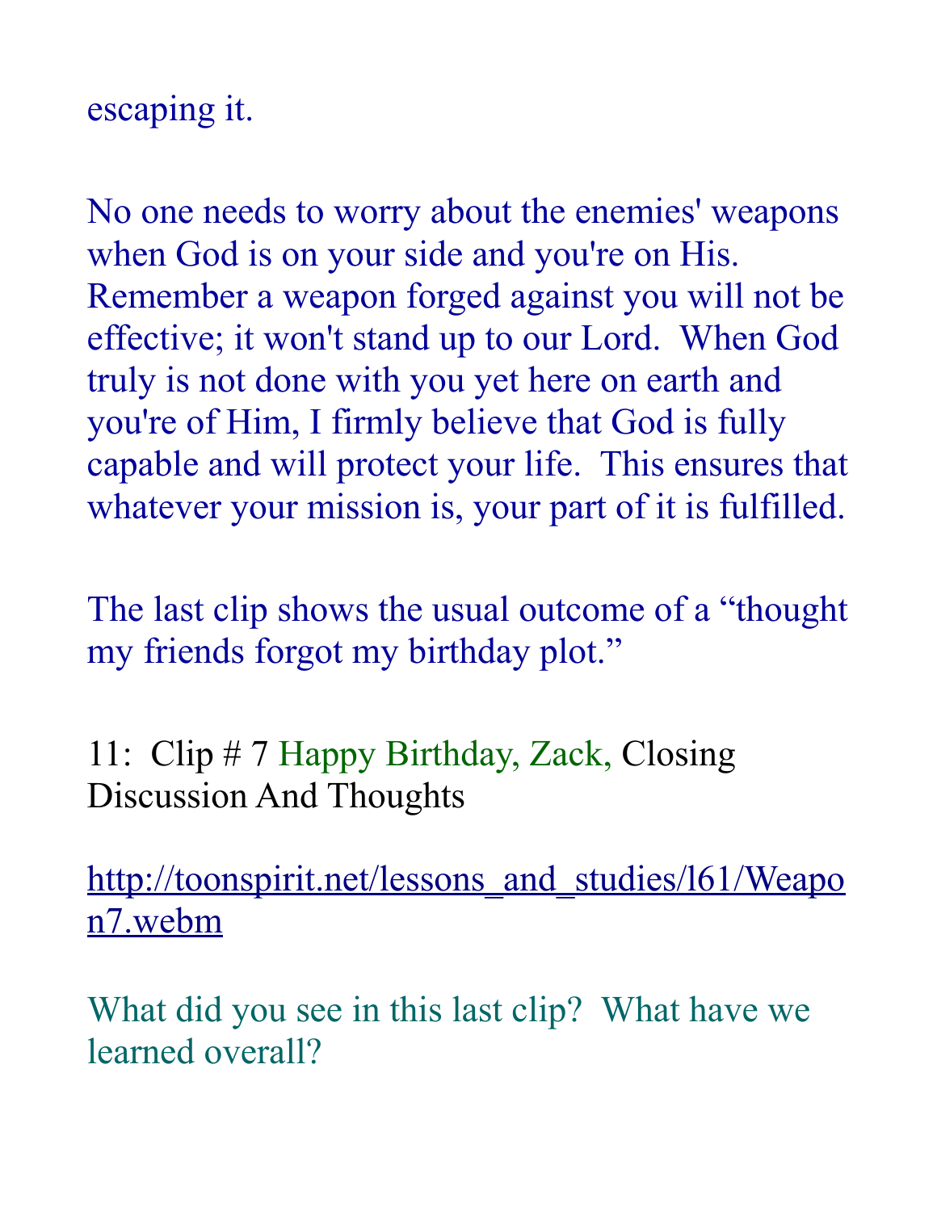escaping it.

No one needs to worry about the enemies' weapons when God is on your side and you're on His. Remember a weapon forged against you will not be effective; it won't stand up to our Lord. When God truly is not done with you yet here on earth and you're of Him, I firmly believe that God is fully capable and will protect your life. This ensures that whatever your mission is, your part of it is fulfilled.

The last clip shows the usual outcome of a "thought my friends forgot my birthday plot."

11: Clip # 7 Happy Birthday, Zack, Closing Discussion And Thoughts

http://toonspirit.net/lessons_and_studies/l61/Weapon7.webm

What did you see in this last clip? What have we learned overall?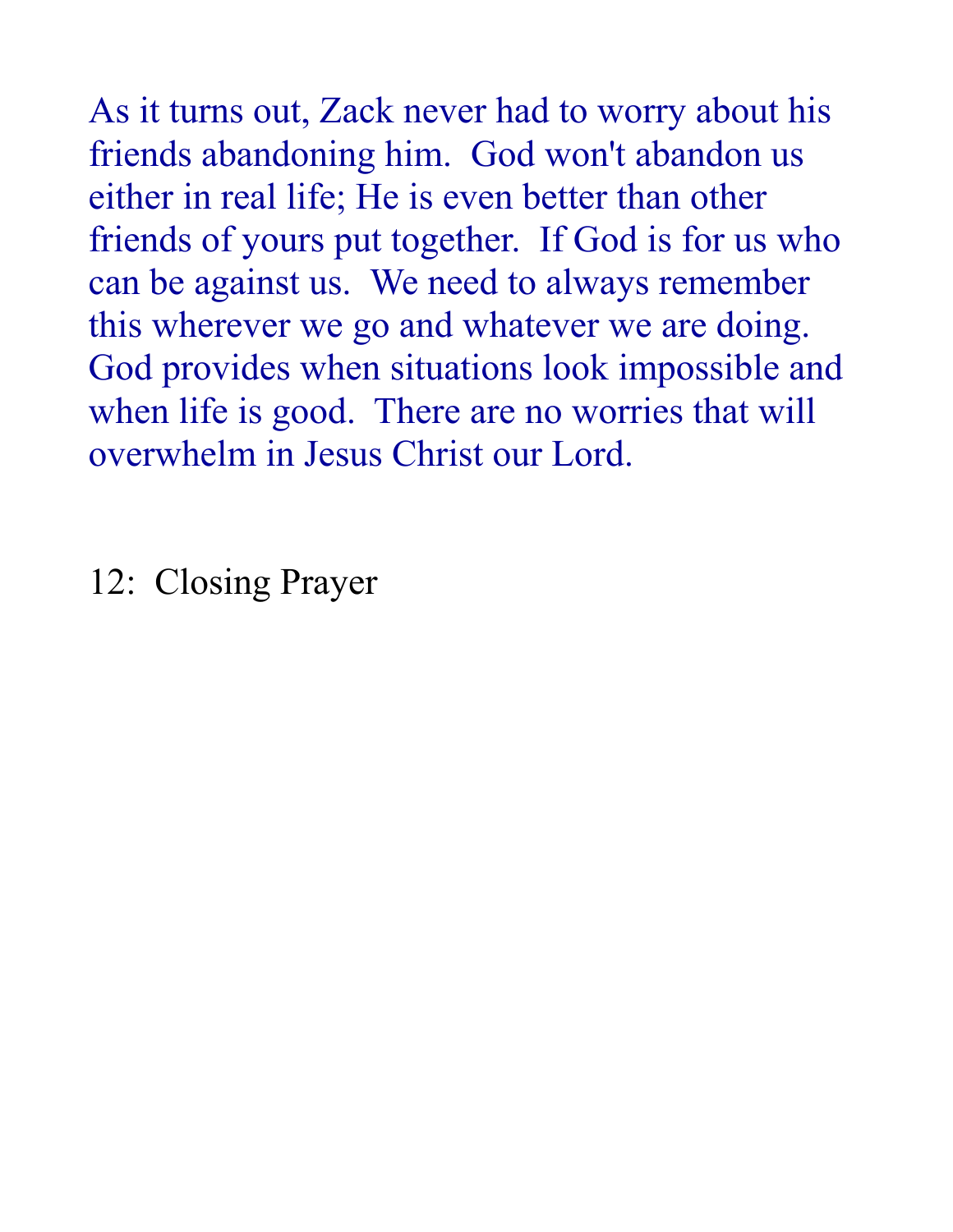As it turns out, Zack never had to worry about his friends abandoning him.  God won't abandon us either in real life; He is even better than other friends of yours put together.  If God is for us who can be against us.  We need to always remember this wherever we go and whatever we are doing.  God provides when situations look impossible and when life is good.  There are no worries that will overwhelm in Jesus Christ our Lord.

12:  Closing Prayer